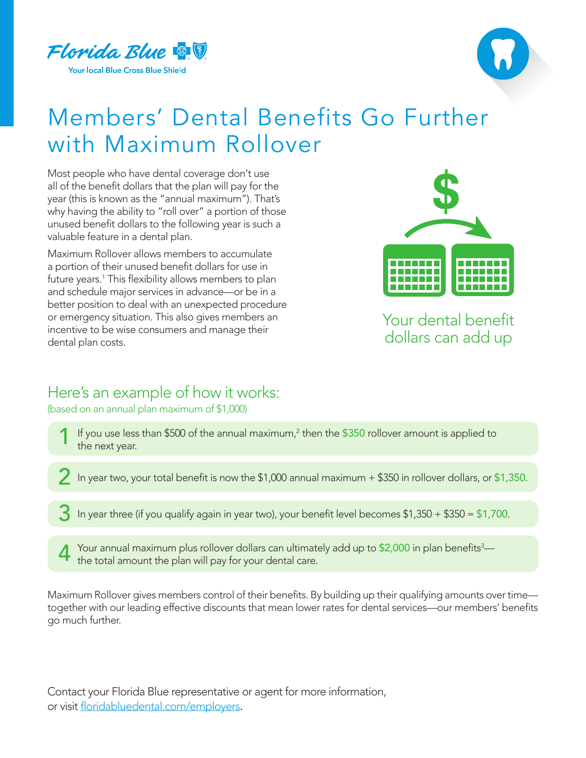Florida Blue

Your local Blue Cross Blue Shield

# Members' Dental Benefits Go Further with Maximum Rollover

Most people who have dental coverage don't use all of the benefit dollars that the plan will pay for the year (this is known as the "annual maximum"). That's why having the ability to "roll over" a portion of those unused benefit dollars to the following year is such a valuable feature in a dental plan.

Maximum Rollover allows members to accumulate a portion of their unused benefit dollars for use in future years.[1] This flexibility allows members to plan and schedule major services in advance—or be in a better position to deal with an unexpected procedure or emergency situation. This also gives members an incentive to be wise consumers and manage their dental plan costs.

Your dental benefit dollars can add up

## Here's an example of how it works:

(based on an annual plan maximum of $1,000)

1. If you use less than $500 of the annual maximum,[2] then the **$350** rollover amount is applied to the next year.
2. In year two, your total benefit is now the $1,000 annual maximum + $350 in rollover dollars, or **$1,350**.
3. In year three (if you qualify again in year two), your benefit level becomes $1,350 + $350 = **$1,700**.
4. Your annual maximum plus rollover dollars can ultimately add up to **$2,000** in plan benefits[3]—the total amount the plan will pay for your dental care.

Maximum Rollover gives members control of their benefits. By building up their qualifying amounts over time—together with our leading effective discounts that mean lower rates for dental services—our members' benefits go much further.

Contact your Florida Blue representative or agent for more information, or visit floridabluedental.com/employers.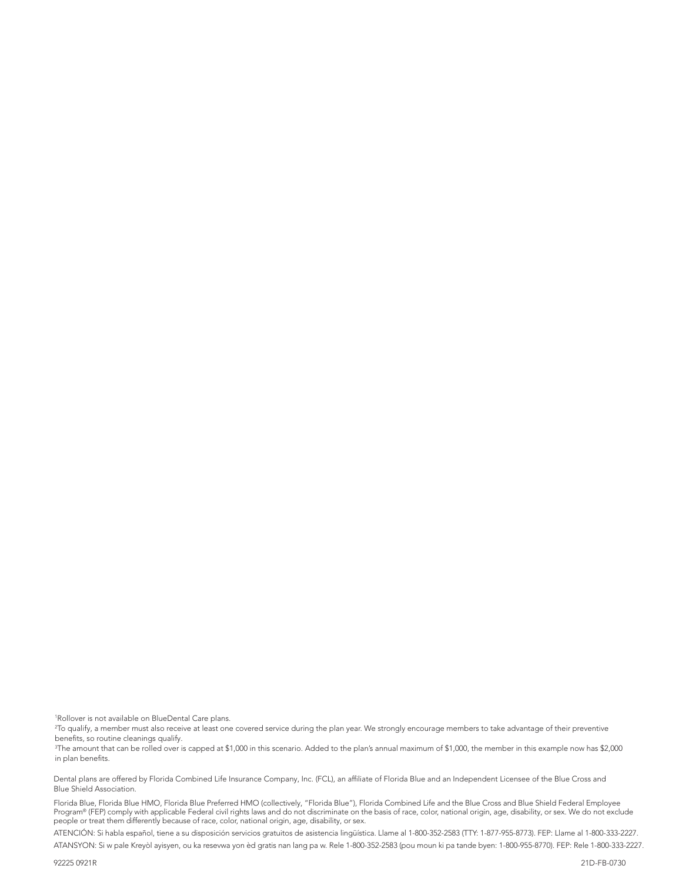[1]Rollover is not available on BlueDental Care plans.

[2]To qualify, a member must also receive at least one covered service during the plan year. We strongly encourage members to take advantage of their preventive benefits, so routine cleanings qualify.

[3]The amount that can be rolled over is capped at $1,000 in this scenario. Added to the plan's annual maximum of $1,000, the member in this example now has $2,000 in plan benefits.

Dental plans are offered by Florida Combined Life Insurance Company, Inc. (FCL), an affiliate of Florida Blue and an Independent Licensee of the Blue Cross and Blue Shield Association.

Florida Blue, Florida Blue HMO, Florida Blue Preferred HMO (collectively, "Florida Blue"), Florida Combined Life and the Blue Cross and Blue Shield Federal Employee Program® (FEP) comply with applicable Federal civil rights laws and do not discriminate on the basis of race, color, national origin, age, disability, or sex. We do not exclude people or treat them differently because of race, color, national origin, age, disability, or sex.

ATENCIÓN: Si habla español, tiene a su disposición servicios gratuitos de asistencia lingüística. Llame al 1-800-352-2583 (TTY: 1-877-955-8773). FEP: Llame al 1-800-333-2227.

ATANSYON: Si w pale Kreyòl ayisyen, ou ka resevwa yon èd gratis nan lang pa w. Rele 1-800-352-2583 (pou moun ki pa tande byen: 1-800-955-8770). FEP: Rele 1-800-333-2227.

92225 0921R

21D-FB-0730